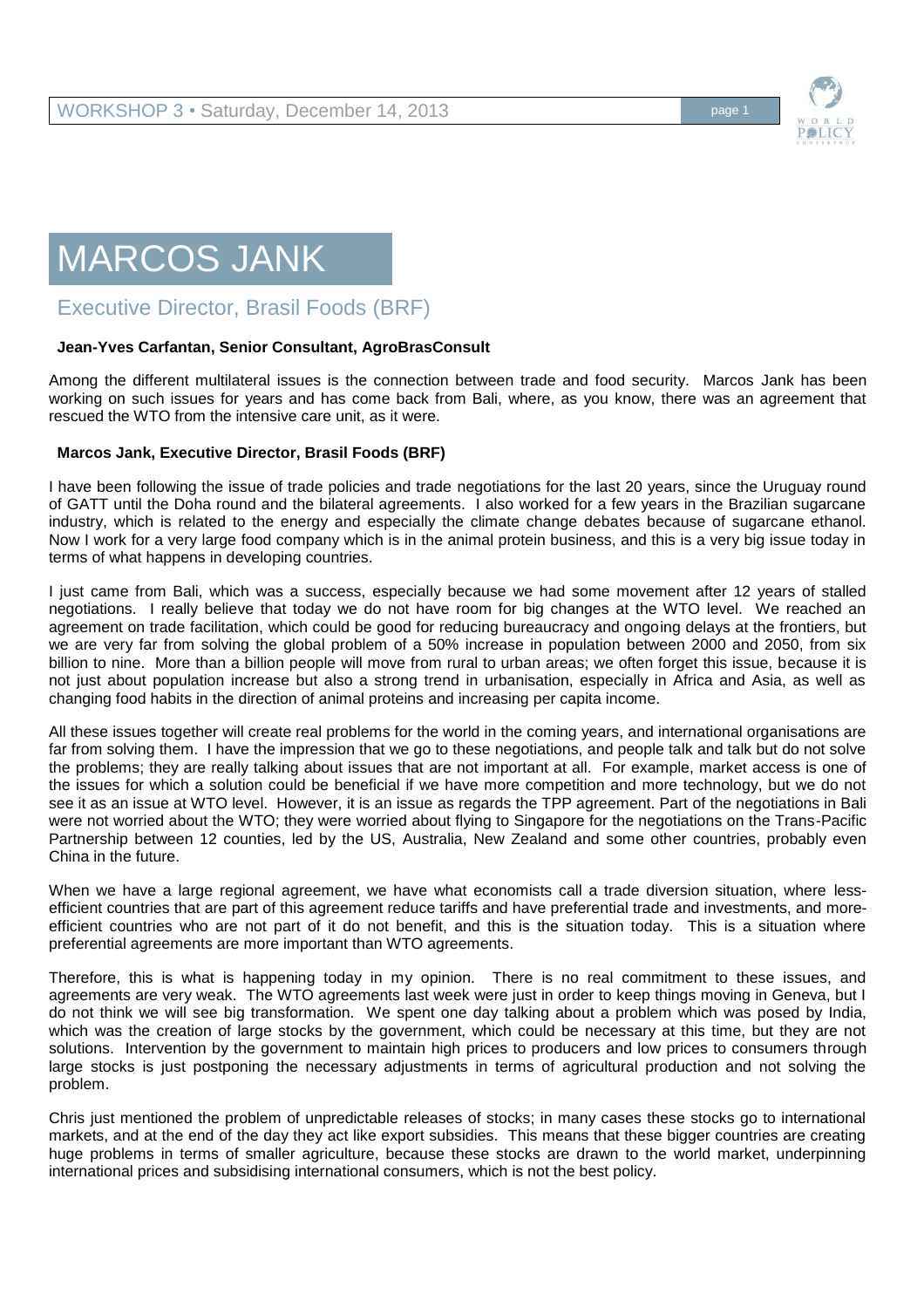# MARCOS JANK

## Executive Director, Brasil Foods (BRF)

**Jean-Yves Carfantan, Senior Consultant, AgroBrasConsult**

Among the different multilateral issues is the connection between trade and food security. Marcos Jank has been working on such issues for years and has come back from Bali, where, as you know, there was an agreement that rescued the WTO from the intensive care unit, as it were.

**Marcos Jank, Executive Director, Brasil Foods (BRF)**

I have been following the issue of trade policies and trade negotiations for the last 20 years, since the Uruguay round of GATT until the Doha round and the bilateral agreements. I also worked for a few years in the Brazilian sugarcane industry, which is related to the energy and especially the climate change debates because of sugarcane ethanol. Now I work for a very large food company which is in the animal protein business, and this is a very big issue today in terms of what happens in developing countries.

I just came from Bali, which was a success, especially because we had some movement after 12 years of stalled negotiations. I really believe that today we do not have room for big changes at the WTO level. We reached an agreement on trade facilitation, which could be good for reducing bureaucracy and ongoing delays at the frontiers, but we are very far from solving the global problem of a 50% increase in population between 2000 and 2050, from six billion to nine. More than a billion people will move from rural to urban areas; we often forget this issue, because it is not just about population increase but also a strong trend in urbanisation, especially in Africa and Asia, as well as changing food habits in the direction of animal proteins and increasing per capita income.

All these issues together will create real problems for the world in the coming years, and international organisations are far from solving them. I have the impression that we go to these negotiations, and people talk and talk but do not solve the problems; they are really talking about issues that are not important at all. For example, market access is one of the issues for which a solution could be beneficial if we have more competition and more technology, but we do not see it as an issue at WTO level. However, it is an issue as regards the TPP agreement. Part of the negotiations in Bali were not worried about the WTO; they were worried about flying to Singapore for the negotiations on the Trans-Pacific Partnership between 12 counties, led by the US, Australia, New Zealand and some other countries, probably even China in the future.

When we have a large regional agreement, we have what economists call a trade diversion situation, where less-efficient countries that are part of this agreement reduce tariffs and have preferential trade and investments, and more-efficient countries who are not part of it do not benefit, and this is the situation today. This is a situation where preferential agreements are more important than WTO agreements.

Therefore, this is what is happening today in my opinion. There is no real commitment to these issues, and agreements are very weak. The WTO agreements last week were just in order to keep things moving in Geneva, but I do not think we will see big transformation. We spent one day talking about a problem which was posed by India, which was the creation of large stocks by the government, which could be necessary at this time, but they are not solutions. Intervention by the government to maintain high prices to producers and low prices to consumers through large stocks is just postponing the necessary adjustments in terms of agricultural production and not solving the problem.

Chris just mentioned the problem of unpredictable releases of stocks; in many cases these stocks go to international markets, and at the end of the day they act like export subsidies. This means that these bigger countries are creating huge problems in terms of smaller agriculture, because these stocks are drawn to the world market, underpinning international prices and subsidising international consumers, which is not the best policy.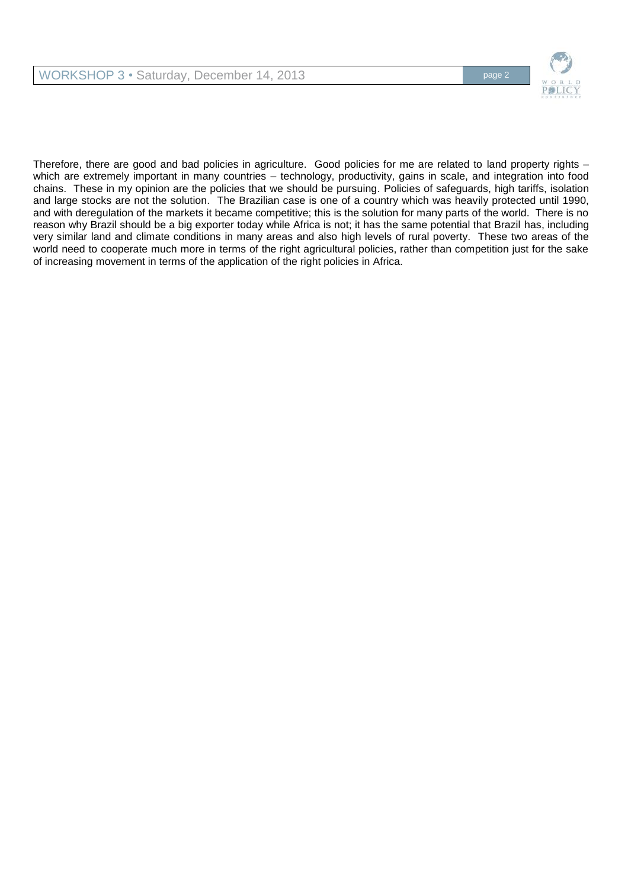Therefore, there are good and bad policies in agriculture. Good policies for me are related to land property rights – which are extremely important in many countries – technology, productivity, gains in scale, and integration into food chains. These in my opinion are the policies that we should be pursuing. Policies of safeguards, high tariffs, isolation and large stocks are not the solution. The Brazilian case is one of a country which was heavily protected until 1990, and with deregulation of the markets it became competitive; this is the solution for many parts of the world. There is no reason why Brazil should be a big exporter today while Africa is not; it has the same potential that Brazil has, including very similar land and climate conditions in many areas and also high levels of rural poverty. These two areas of the world need to cooperate much more in terms of the right agricultural policies, rather than competition just for the sake of increasing movement in terms of the application of the right policies in Africa.